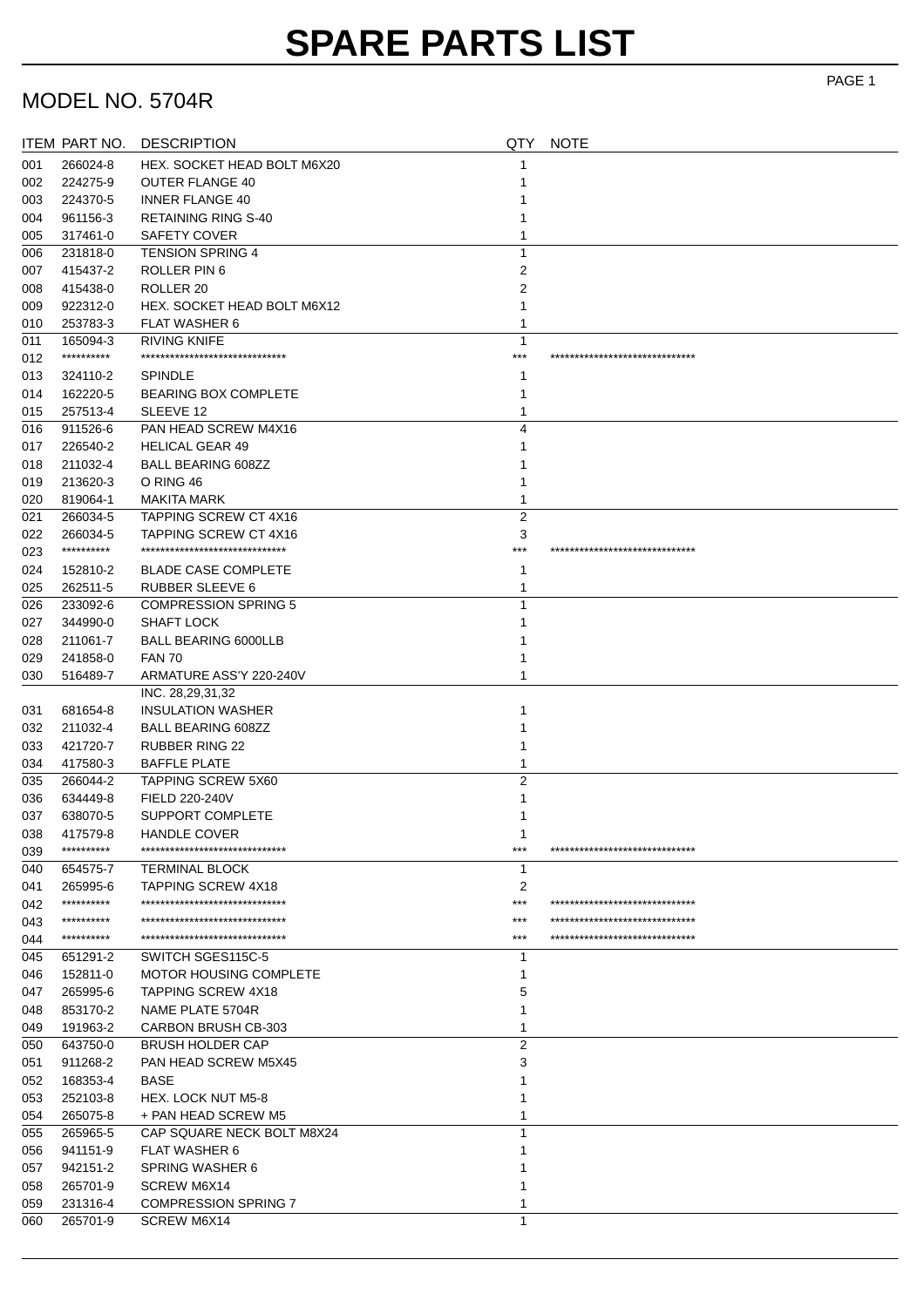# SPARE PARTS LIST

## MODEL NO. 5704R

| ITEM | PART NO. | DESCRIPTION | QTY | NOTE |
|---|---|---|---|---|
| 001 | 266024-8 | HEX. SOCKET HEAD BOLT M6X20 | 1 | |
| 002 | 224275-9 | OUTER FLANGE 40 | 1 | |
| 003 | 224370-5 | INNER FLANGE 40 | 1 | |
| 004 | 961156-3 | RETAINING RING S-40 | 1 | |
| 005 | 317461-0 | SAFETY COVER | 1 | |
| 006 | 231818-0 | TENSION SPRING 4 | 1 | |
| 007 | 415437-2 | ROLLER PIN 6 | 2 | |
| 008 | 415438-0 | ROLLER 20 | 2 | |
| 009 | 922312-0 | HEX. SOCKET HEAD BOLT M6X12 | 1 | |
| 010 | 253783-3 | FLAT WASHER 6 | 1 | |
| 011 | 165094-3 | RIVING KNIFE | 1 | |
| 012 | ********** | ****************************** | *** | ****************************** |
| 013 | 324110-2 | SPINDLE | 1 | |
| 014 | 162220-5 | BEARING BOX COMPLETE | 1 | |
| 015 | 257513-4 | SLEEVE 12 | 1 | |
| 016 | 911526-6 | PAN HEAD SCREW M4X16 | 4 | |
| 017 | 226540-2 | HELICAL GEAR 49 | 1 | |
| 018 | 211032-4 | BALL BEARING 608ZZ | 1 | |
| 019 | 213620-3 | O RING 46 | 1 | |
| 020 | 819064-1 | MAKITA MARK | 1 | |
| 021 | 266034-5 | TAPPING SCREW CT 4X16 | 2 | |
| 022 | 266034-5 | TAPPING SCREW CT 4X16 | 3 | |
| 023 | ********** | ****************************** | *** | ****************************** |
| 024 | 152810-2 | BLADE CASE COMPLETE | 1 | |
| 025 | 262511-5 | RUBBER SLEEVE 6 | 1 | |
| 026 | 233092-6 | COMPRESSION SPRING 5 | 1 | |
| 027 | 344990-0 | SHAFT LOCK | 1 | |
| 028 | 211061-7 | BALL BEARING 6000LLB | 1 | |
| 029 | 241858-0 | FAN 70 | 1 | |
| 030 | 516489-7 | ARMATURE ASS'Y 220-240V<br>INC. 28,29,31,32 | 1 | |
| 031 | 681654-8 | INSULATION WASHER | 1 | |
| 032 | 211032-4 | BALL BEARING 608ZZ | 1 | |
| 033 | 421720-7 | RUBBER RING 22 | 1 | |
| 034 | 417580-3 | BAFFLE PLATE | 1 | |
| 035 | 266044-2 | TAPPING SCREW 5X60 | 2 | |
| 036 | 634449-8 | FIELD 220-240V | 1 | |
| 037 | 638070-5 | SUPPORT COMPLETE | 1 | |
| 038 | 417579-8 | HANDLE COVER | 1 | |
| 039 | ********** | ****************************** | *** | ****************************** |
| 040 | 654575-7 | TERMINAL BLOCK | 1 | |
| 041 | 265995-6 | TAPPING SCREW 4X18 | 2 | |
| 042 | ********** | ****************************** | *** | ****************************** |
| 043 | ********** | ****************************** | *** | ****************************** |
| 044 | ********** | ****************************** | *** | ****************************** |
| 045 | 651291-2 | SWITCH SGES115C-5 | 1 | |
| 046 | 152811-0 | MOTOR HOUSING COMPLETE | 1 | |
| 047 | 265995-6 | TAPPING SCREW 4X18 | 5 | |
| 048 | 853170-2 | NAME PLATE 5704R | 1 | |
| 049 | 191963-2 | CARBON BRUSH CB-303 | 1 | |
| 050 | 643750-0 | BRUSH HOLDER CAP | 2 | |
| 051 | 911268-2 | PAN HEAD SCREW M5X45 | 3 | |
| 052 | 168353-4 | BASE | 1 | |
| 053 | 252103-8 | HEX. LOCK NUT M5-8 | 1 | |
| 054 | 265075-8 | + PAN HEAD SCREW M5 | 1 | |
| 055 | 265965-5 | CAP SQUARE NECK BOLT M8X24 | 1 | |
| 056 | 941151-9 | FLAT WASHER 6 | 1 | |
| 057 | 942151-2 | SPRING WASHER 6 | 1 | |
| 058 | 265701-9 | SCREW M6X14 | 1 | |
| 059 | 231316-4 | COMPRESSION SPRING 7 | 1 | |
| 060 | 265701-9 | SCREW M6X14 | 1 | |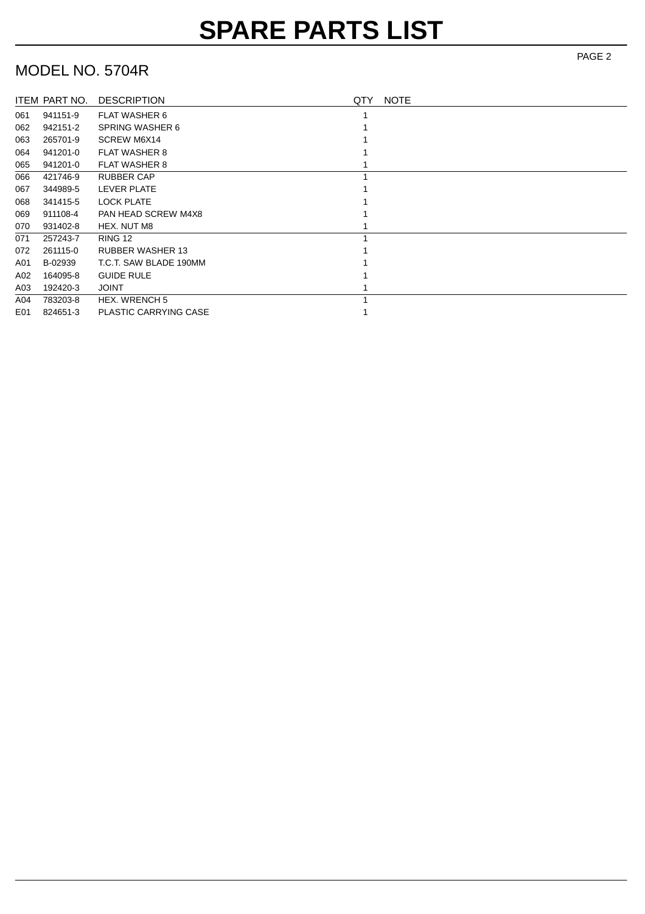# SPARE PARTS LIST

## MODEL NO. 5704R

| ITEM | PART NO. | DESCRIPTION | QTY | NOTE |
|---|---|---|---|---|
| 061 | 941151-9 | FLAT WASHER 6 | 1 | |
| 062 | 942151-2 | SPRING WASHER 6 | 1 | |
| 063 | 265701-9 | SCREW M6X14 | 1 | |
| 064 | 941201-0 | FLAT WASHER 8 | 1 | |
| 065 | 941201-0 | FLAT WASHER 8 | 1 | |
| 066 | 421746-9 | RUBBER CAP | 1 | |
| 067 | 344989-5 | LEVER PLATE | 1 | |
| 068 | 341415-5 | LOCK PLATE | 1 | |
| 069 | 911108-4 | PAN HEAD SCREW M4X8 | 1 | |
| 070 | 931402-8 | HEX. NUT M8 | 1 | |
| 071 | 257243-7 | RING 12 | 1 | |
| 072 | 261115-0 | RUBBER WASHER 13 | 1 | |
| A01 | B-02939 | T.C.T. SAW BLADE 190MM | 1 | |
| A02 | 164095-8 | GUIDE RULE | 1 | |
| A03 | 192420-3 | JOINT | 1 | |
| A04 | 783203-8 | HEX. WRENCH 5 | 1 | |
| E01 | 824651-3 | PLASTIC CARRYING CASE | 1 | |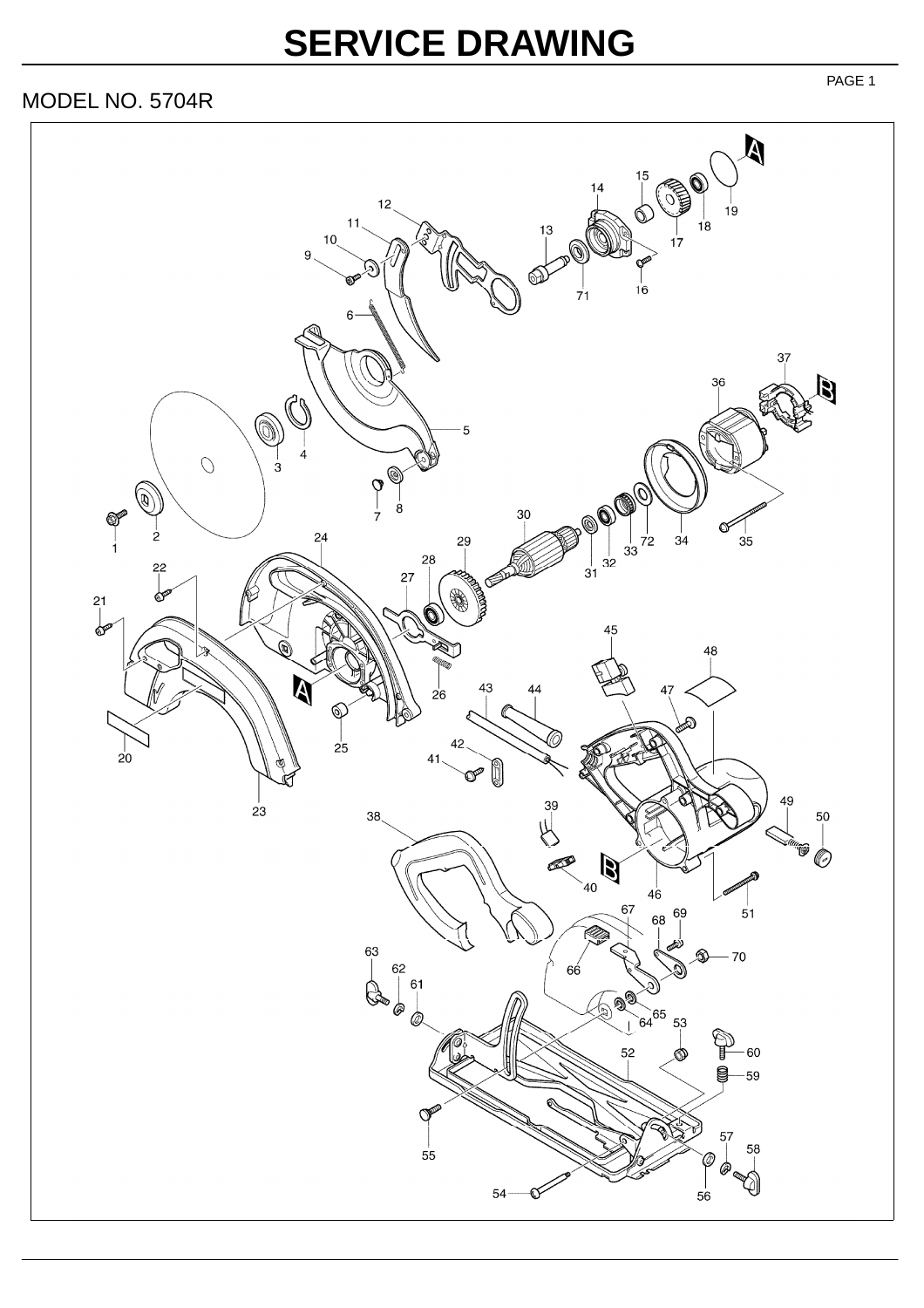# SERVICE DRAWING

MODEL NO. 5704R

1
2
3
4
5
6
7
8
9
10
11
12
13
14
15
16
17
18
19
20
21
22
23
24
25
26
27
28
29
30
31
32
33
34
35
36
37
38
39
40
41
42
43
44
45
46
47
48
49
50
51
52
53
54
55
56
57
58
59
60
61
62
63
64
65
66
67
68
69
70
71
72
A
B